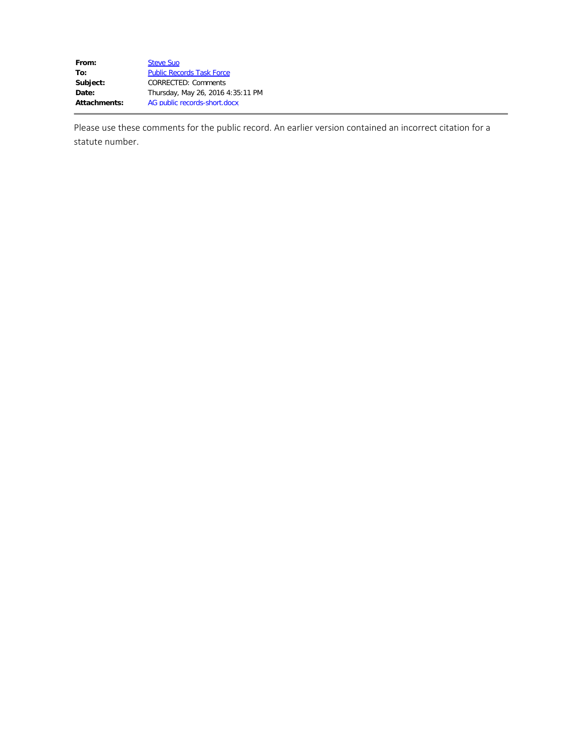| | |
|---|---|
| **From:** | Steve Suo |
| **To:** | Public Records Task Force |
| **Subject:** | CORRECTED: Comments |
| **Date:** | Thursday, May 26, 2016 4:35:11 PM |
| **Attachments:** | AG public records-short.docx |

---

Please use these comments for the public record. An earlier version contained an incorrect citation for a statute number.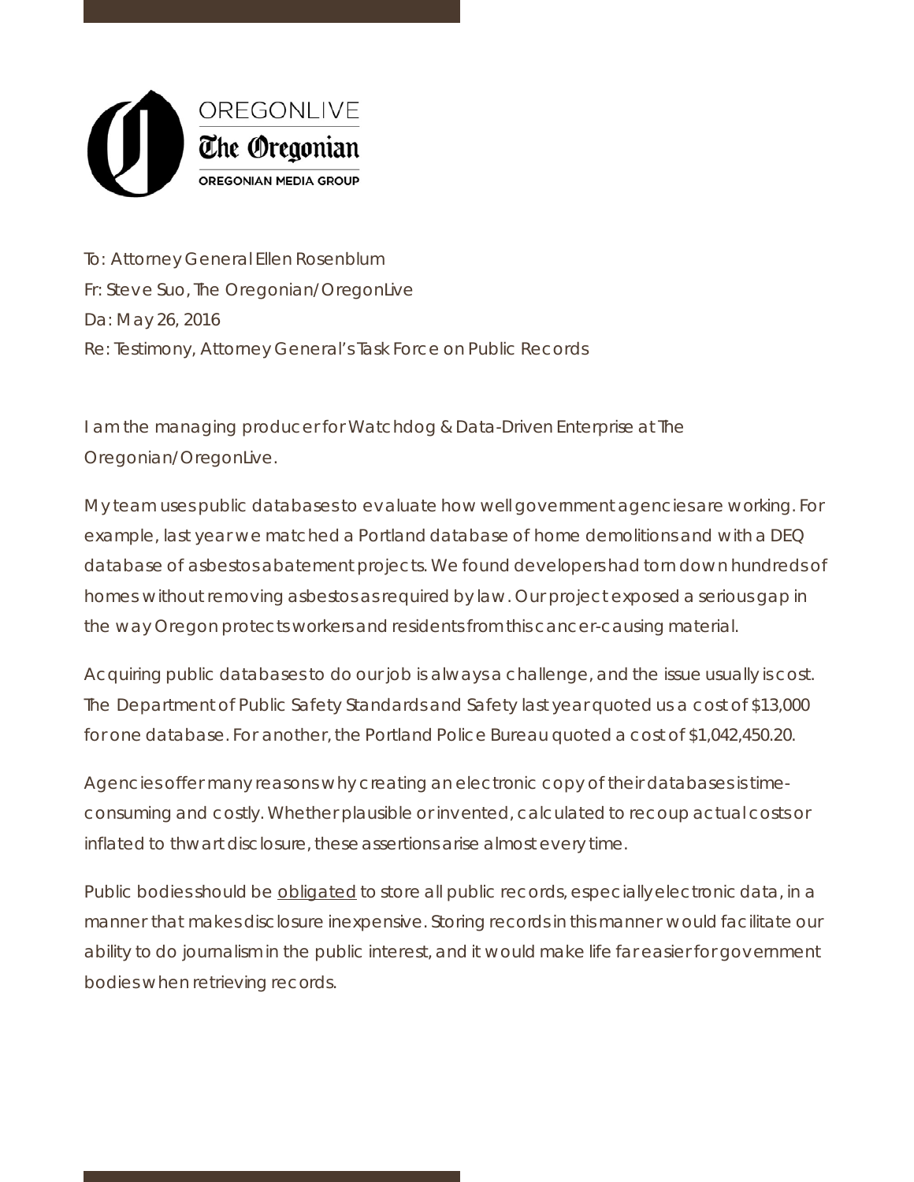OREGONLIVE

The Oregonian

OREGONIAN MEDIA GROUP

To: Attorney General Ellen Rosenblum
Fr: Steve Suo, The Oregonian/OregonLive
Da: May 26, 2016
Re: Testimony, Attorney General's Task Force on Public Records

I am the managing producer for Watchdog & Data-Driven Enterprise at The Oregonian/OregonLive.

My team uses public databases to evaluate how well government agencies are working. For example, last year we matched a Portland database of home demolitions and with a DEQ database of asbestos abatement projects. We found developers had torn down hundreds of homes without removing asbestos as required by law. Our project exposed a serious gap in the way Oregon protects workers and residents from this cancer-causing material.

Acquiring public databases to do our job is always a challenge, and the issue usually is cost. The Department of Public Safety Standards and Safety last year quoted us a cost of $13,000 for one database. For another, the Portland Police Bureau quoted a cost of $1,042,450.20.

Agencies offer many reasons why creating an electronic copy of their databases is time-consuming and costly. Whether plausible or invented, calculated to recoup actual costs or inflated to thwart disclosure, these assertions arise almost every time.

Public bodies should be <u>obligated</u> to store all public records, especially electronic data, in a manner that makes disclosure inexpensive. Storing records in this manner would facilitate our ability to do journalism in the public interest, and it would make life far easier for government bodies when retrieving records.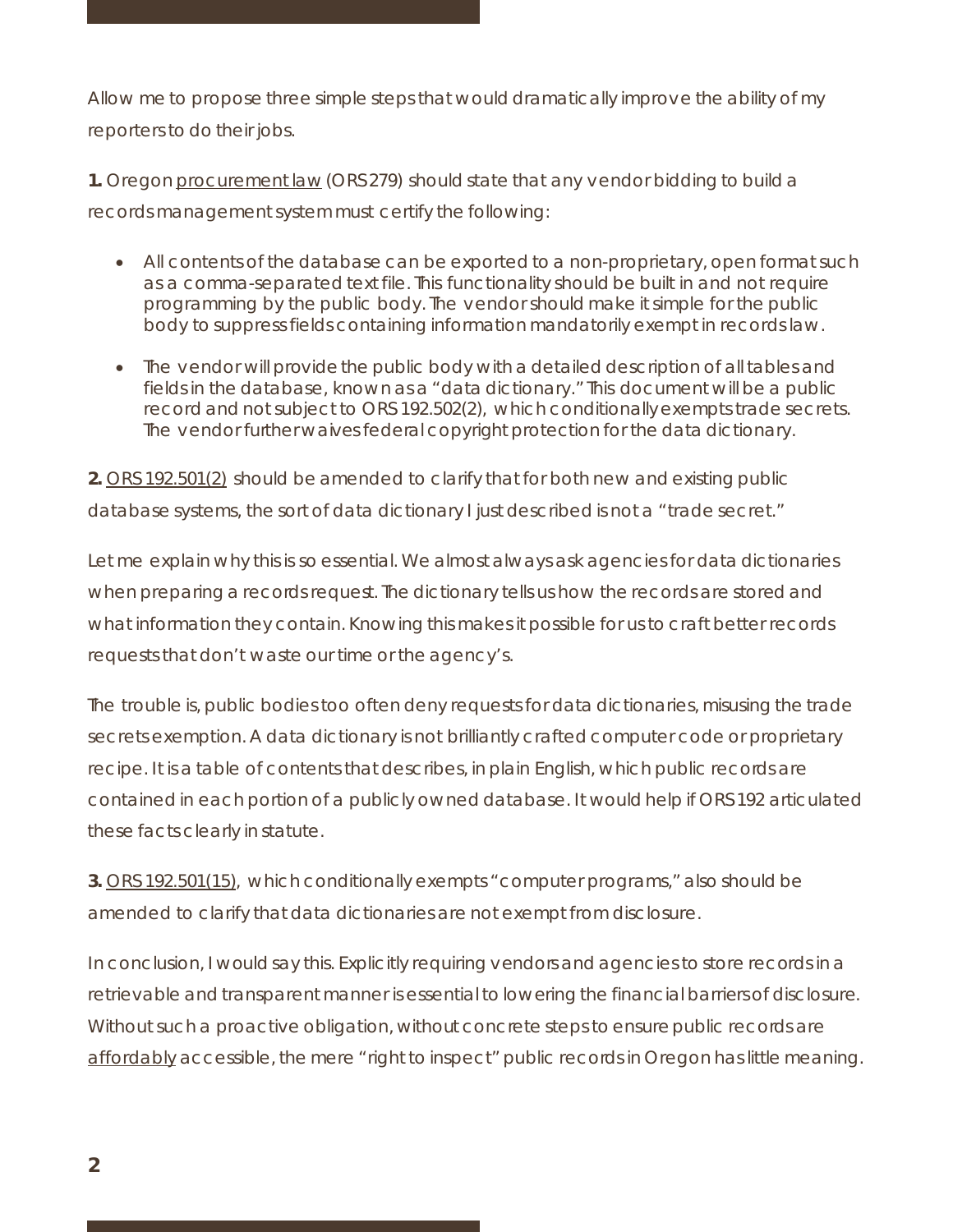Allow me to propose three simple steps that would dramatically improve the ability of my reporters to do their jobs.

**1.** Oregon procurement law (ORS 279) should state that any vendor bidding to build a records management system must certify the following:

- All contents of the database can be exported to a non-proprietary, open format such as a comma-separated text file. This functionality should be built in and not require programming by the public body. The vendor should make it simple for the public body to suppress fields containing information mandatorily exempt in records law.
- The vendor will provide the public body with a detailed description of all tables and fields in the database, known as a "data dictionary." This document will be a public record and not subject to ORS 192.502(2), which conditionally exempts trade secrets. The vendor further waives federal copyright protection for the data dictionary.

**2.** ORS 192.501(2) should be amended to clarify that for both new and existing public database systems, the sort of data dictionary I just described is not a "trade secret."

Let me explain why this is so essential. We almost always ask agencies for data dictionaries when preparing a records request. The dictionary tells us how the records are stored and what information they contain. Knowing this makes it possible for us to craft better records requests that don't waste our time or the agency's.

The trouble is, public bodies too often deny requests for data dictionaries, misusing the trade secrets exemption. A data dictionary is not brilliantly crafted computer code or proprietary recipe. It is a table of contents that describes, in plain English, which public records are contained in each portion of a publicly owned database. It would help if ORS 192 articulated these facts clearly in statute.

**3.** ORS 192.501(15), which conditionally exempts "computer programs," also should be amended to clarify that data dictionaries are not exempt from disclosure.

In conclusion, I would say this. Explicitly requiring vendors and agencies to store records in a retrievable and transparent manner is essential to lowering the financial barriers of disclosure. Without such a proactive obligation, without concrete steps to ensure public records are affordably accessible, the mere "right to inspect" public records in Oregon has little meaning.